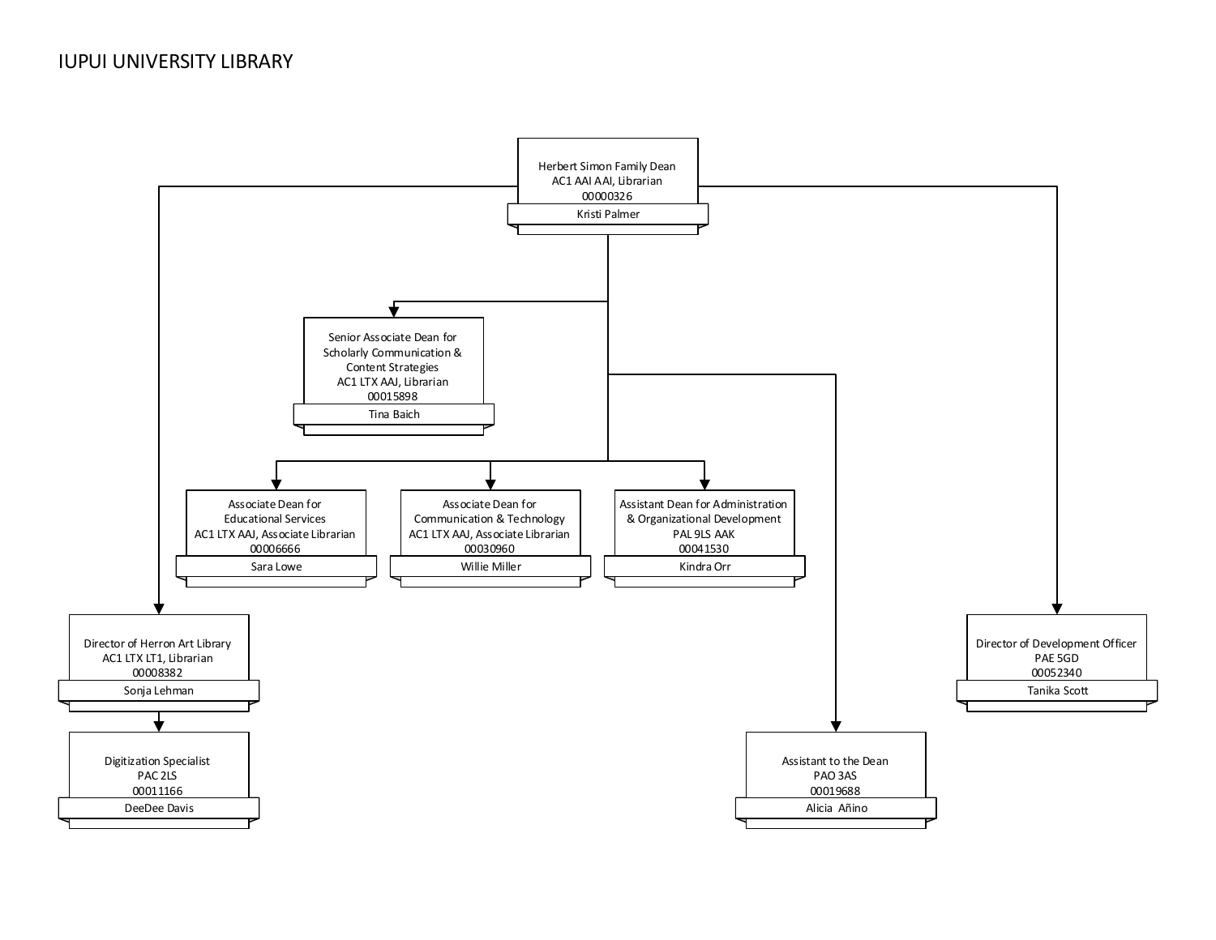# IUPUI UNIVERSITY LIBRARY

- **Herbert Simon Family Dean**
  AC1 AAI AAI, Librarian
  00000326
  Kristi Palmer
  - **Senior Associate Dean for Scholarly Communication & Content Strategies**
    AC1 LTX AAJ, Librarian
    00015898
    Tina Baich
  - **Associate Dean for Educational Services**
    AC1 LTX AAJ, Associate Librarian
    00006666
    Sara Lowe
  - **Associate Dean for Communication & Technology**
    AC1 LTX AAJ, Associate Librarian
    00030960
    Willie Miller
  - **Assistant Dean for Administration & Organizational Development**
    PAL 9LS AAK
    00041530
    Kindra Orr
  - **Director of Herron Art Library**
    AC1 LTX LT1, Librarian
    00008382
    Sonja Lehman
    - **Digitization Specialist**
      PAC 2LS
      00011166
      DeeDee Davis
  - **Assistant to the Dean**
    PAO 3AS
    00019688
    Alicia Añino
  - **Director of Development Officer**
    PAE 5GD
    00052340
    Tanika Scott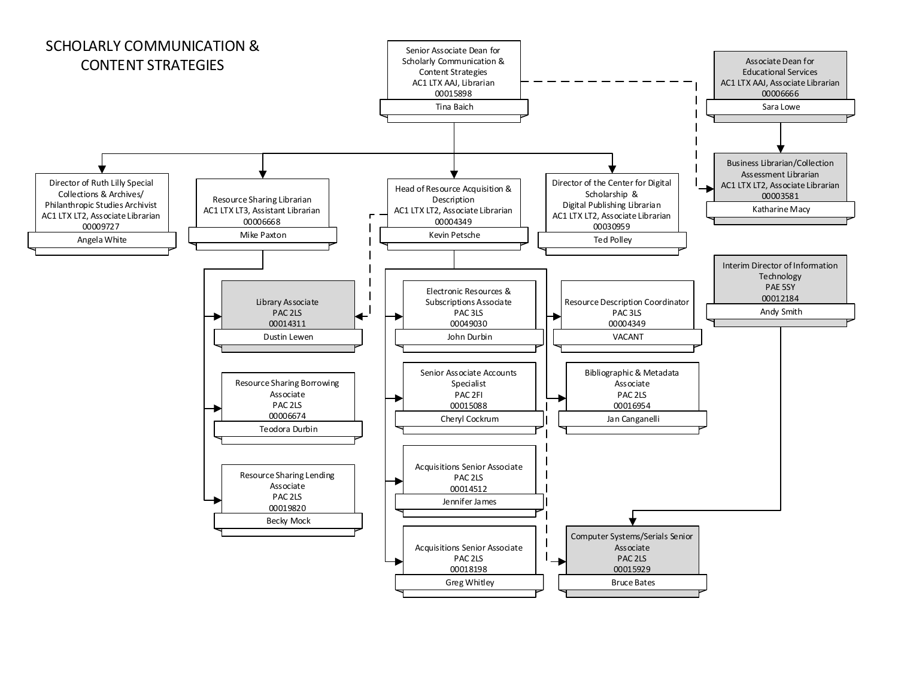# SCHOLARLY COMMUNICATION & CONTENT STRATEGIES

**Senior Associate Dean for Scholarly Communication & Content Strategies**
AC1 LTX AAJ, Librarian
00015898
Tina Baich

- **Director of Ruth Lilly Special Collections & Archives/ Philanthropic Studies Archivist**
  AC1 LTX LT2, Associate Librarian
  00009727
  Angela White

- **Resource Sharing Librarian**
  AC1 LTX LT3, Assistant Librarian
  00006668
  Mike Paxton
  - **Library Associate**
    PAC 2LS
    00014311
    Dustin Lewen
  - **Resource Sharing Borrowing Associate**
    PAC 2LS
    00006674
    Teodora Durbin
  - **Resource Sharing Lending Associate**
    PAC 2LS
    00019820
    Becky Mock

- **Head of Resource Acquisition & Description**
  AC1 LTX LT2, Associate Librarian
  00004349
  Kevin Petsche
  - **Electronic Resources & Subscriptions Associate**
    PAC 3LS
    00049030
    John Durbin
  - **Senior Associate Accounts Specialist**
    PAC 2FI
    00015088
    Cheryl Cockrum
  - **Acquisitions Senior Associate**
    PAC 2LS
    00014512
    Jennifer James
  - **Acquisitions Senior Associate**
    PAC 2LS
    00018198
    Greg Whitley
  - **Resource Description Coordinator**
    PAC 3LS
    00004349
    VACANT
  - **Bibliographic & Metadata Associate**
    PAC 2LS
    00016954
    Jan Canganelli
  - (dotted line) Library Associate – Dustin Lewen
  - (dotted line) Computer Systems/Serials Senior Associate – Bruce Bates

- **Director of the Center for Digital Scholarship & Digital Publishing Librarian**
  AC1 LTX LT2, Associate Librarian
  00030959
  Ted Polley

- (dotted line) Business Librarian/Collection Assessment Librarian – Katharine Macy

**Associate Dean for Educational Services**
AC1 LTX AAJ, Associate Librarian
00006666
Sara Lowe

- **Business Librarian/Collection Assessment Librarian**
  AC1 LTX LT2, Associate Librarian
  00003581
  Katharine Macy

**Interim Director of Information Technology**
PAE 5SY
00012184
Andy Smith

- **Computer Systems/Serials Senior Associate**
  PAC 2LS
  00015929
  Bruce Bates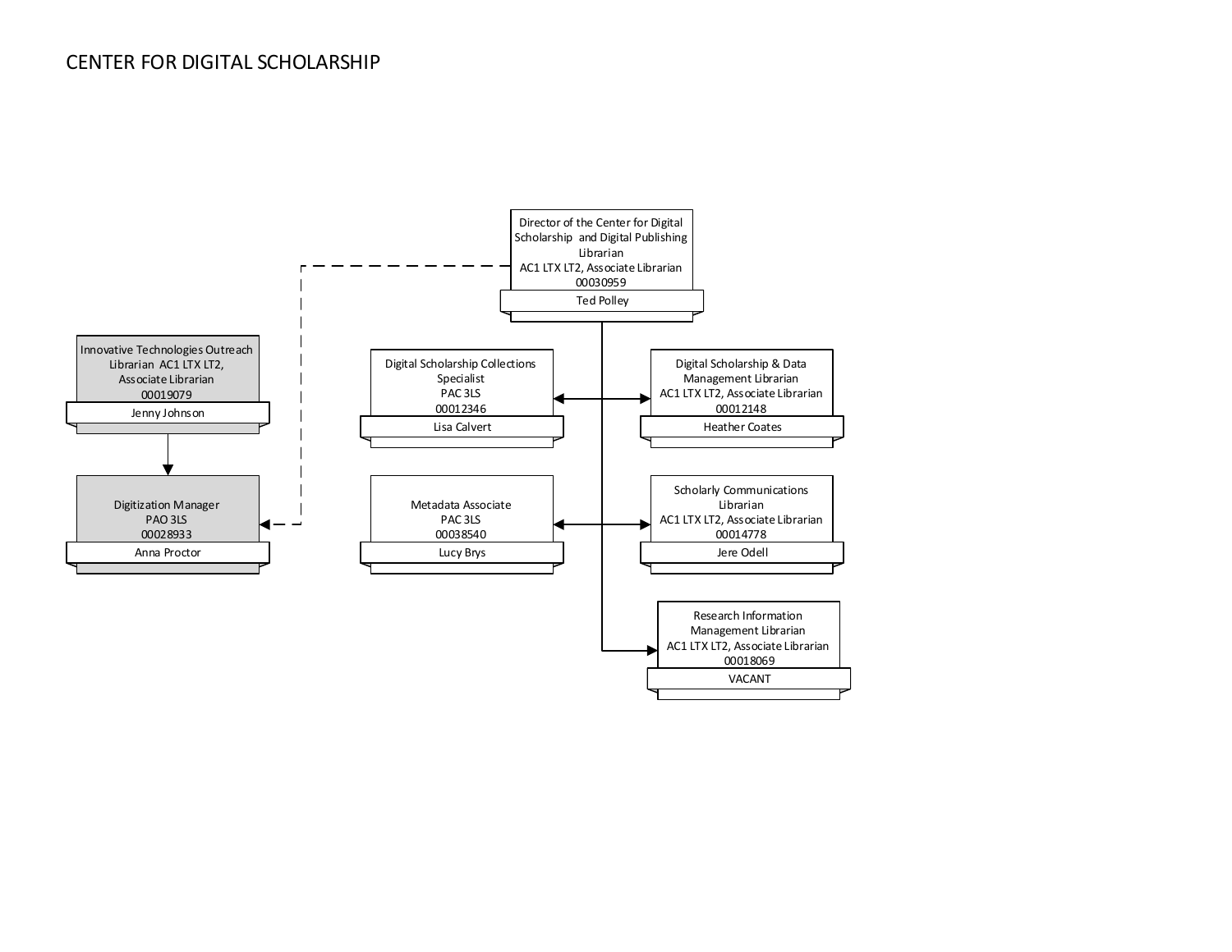# CENTER FOR DIGITAL SCHOLARSHIP

**Director of the Center for Digital Scholarship and Digital Publishing Librarian**
AC1 LTX LT2, Associate Librarian
00030959
Ted Polley

**Innovative Technologies Outreach Librarian** AC1 LTX LT2, Associate Librarian
00019079
Jenny Johnson

**Digitization Manager**
PAO 3LS
00028933
Anna Proctor

**Digital Scholarship Collections Specialist**
PAC 3LS
00012346
Lisa Calvert

**Digital Scholarship & Data Management Librarian**
AC1 LTX LT2, Associate Librarian
00012148
Heather Coates

**Metadata Associate**
PAC 3LS
00038540
Lucy Brys

**Scholarly Communications Librarian**
AC1 LTX LT2, Associate Librarian
00014778
Jere Odell

**Research Information Management Librarian**
AC1 LTX LT2, Associate Librarian
00018069
VACANT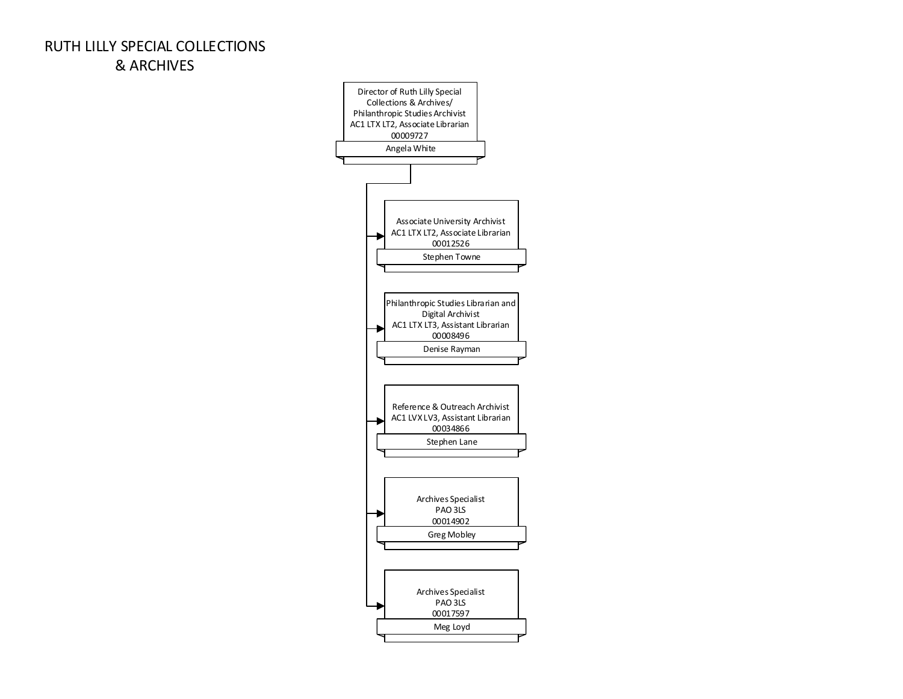# RUTH LILLY SPECIAL COLLECTIONS & ARCHIVES

**Director of Ruth Lilly Special Collections & Archives/ Philanthropic Studies Archivist**
AC1 LTX LT2, Associate Librarian
00009727
Angela White

- **Associate University Archivist**
  AC1 LTX LT2, Associate Librarian
  00012526
  Stephen Towne

- **Philanthropic Studies Librarian and Digital Archivist**
  AC1 LTX LT3, Assistant Librarian
  00008496
  Denise Rayman

- **Reference & Outreach Archivist**
  AC1 LVX LV3, Assistant Librarian
  00034866
  Stephen Lane

- **Archives Specialist**
  PAO 3LS
  00014902
  Greg Mobley

- **Archives Specialist**
  PAO 3LS
  00017597
  Meg Loyd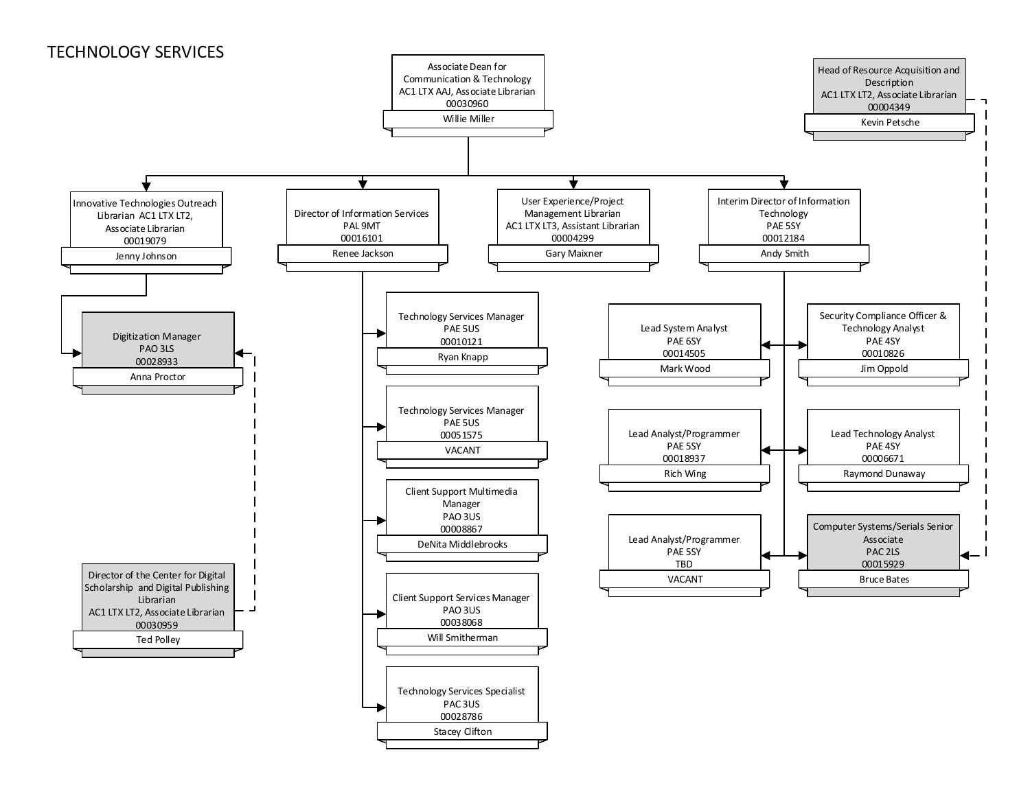# TECHNOLOGY SERVICES

- **Associate Dean for Communication & Technology**, AC1 LTX AAJ, Associate Librarian, 00030960 — Willie Miller
  - **Innovative Technologies Outreach Librarian** AC1 LTX LT2, Associate Librarian, 00019079 — Jenny Johnson
    - **Digitization Manager**, PAO 3LS, 00028933 — Anna Proctor
  - **Director of Information Services**, PAL 9MT, 00016101 — Renee Jackson
    - **Technology Services Manager**, PAE 5US, 00010121 — Ryan Knapp
    - **Technology Services Manager**, PAE 5US, 00051575 — VACANT
    - **Client Support Multimedia Manager**, PAO 3US, 00008867 — DeNita Middlebrooks
    - **Client Support Services Manager**, PAO 3US, 00038068 — Will Smitherman
    - **Technology Services Specialist**, PAC 3US, 00028786 — Stacey Clifton
  - **User Experience/Project Management Librarian**, AC1 LTX LT3, Assistant Librarian, 00004299 — Gary Maixner
  - **Interim Director of Information Technology**, PAE 5SY, 00012184 — Andy Smith
    - **Lead System Analyst**, PAE 6SY, 00014505 — Mark Wood
    - **Security Compliance Officer & Technology Analyst**, PAE 4SY, 00010826 — Jim Oppold
    - **Lead Analyst/Programmer**, PAE 5SY, 00018937 — Rich Wing
    - **Lead Technology Analyst**, PAE 4SY, 00006671 — Raymond Dunaway
    - **Lead Analyst/Programmer**, PAE 5SY, TBD — VACANT
    - **Computer Systems/Serials Senior Associate**, PAC 2LS, 00015929 — Bruce Bates

Dotted-line relationships:

- **Director of the Center for Digital Scholarship and Digital Publishing Librarian**, AC1 LTX LT2, Associate Librarian, 00030959 — Ted Polley → Digitization Manager (Anna Proctor)
- **Head of Resource Acquisition and Description**, AC1 LTX LT2, Associate Librarian, 00004349 — Kevin Petsche → Computer Systems/Serials Senior Associate (Bruce Bates)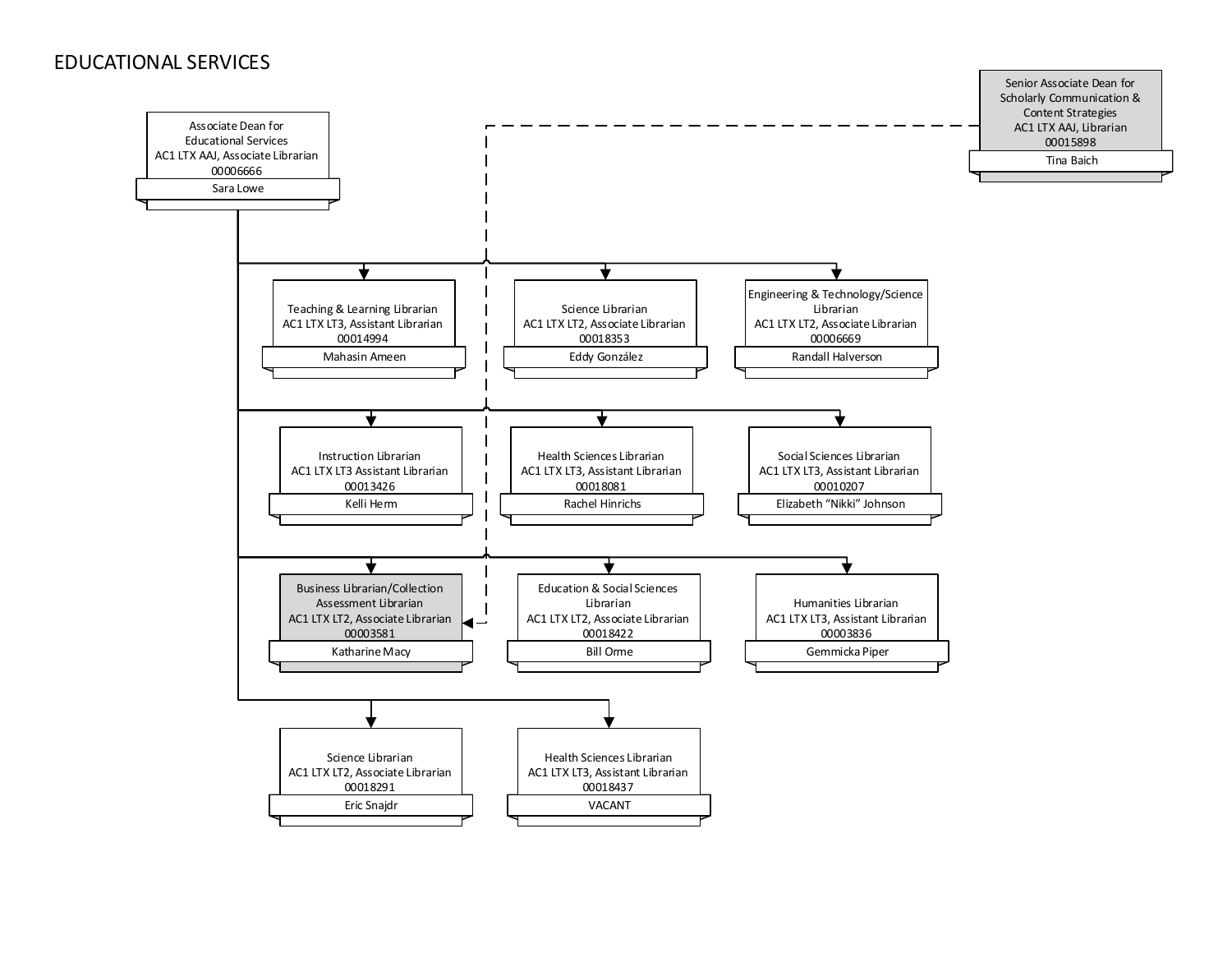# EDUCATIONAL SERVICES

**Associate Dean for Educational Services**
AC1 LTX AAJ, Associate Librarian
00006666
Sara Lowe

**Senior Associate Dean for Scholarly Communication & Content Strategies**
AC1 LTX AAJ, Librarian
00015898
Tina Baich

Reporting to the Associate Dean for Educational Services (Sara Lowe):

- **Teaching & Learning Librarian**
  AC1 LTX LT3, Assistant Librarian
  00014994
  Mahasin Ameen
- **Science Librarian**
  AC1 LTX LT2, Associate Librarian
  00018353
  Eddy González
- **Engineering & Technology/Science Librarian**
  AC1 LTX LT2, Associate Librarian
  00006669
  Randall Halverson
- **Instruction Librarian**
  AC1 LTX LT3 Assistant Librarian
  00013426
  Kelli Herm
- **Health Sciences Librarian**
  AC1 LTX LT3, Assistant Librarian
  00018081
  Rachel Hinrichs
- **Social Sciences Librarian**
  AC1 LTX LT3, Assistant Librarian
  00010207
  Elizabeth "Nikki" Johnson
- **Business Librarian/Collection Assessment Librarian** (dotted-line report to Senior Associate Dean for Scholarly Communication & Content Strategies)
  AC1 LTX LT2, Associate Librarian
  00003581
  Katharine Macy
- **Education & Social Sciences Librarian**
  AC1 LTX LT2, Associate Librarian
  00018422
  Bill Orme
- **Humanities Librarian**
  AC1 LTX LT3, Assistant Librarian
  00003836
  Gemmicka Piper
- **Science Librarian**
  AC1 LTX LT2, Associate Librarian
  00018291
  Eric Snajdr
- **Health Sciences Librarian**
  AC1 LTX LT3, Assistant Librarian
  00018437
  VACANT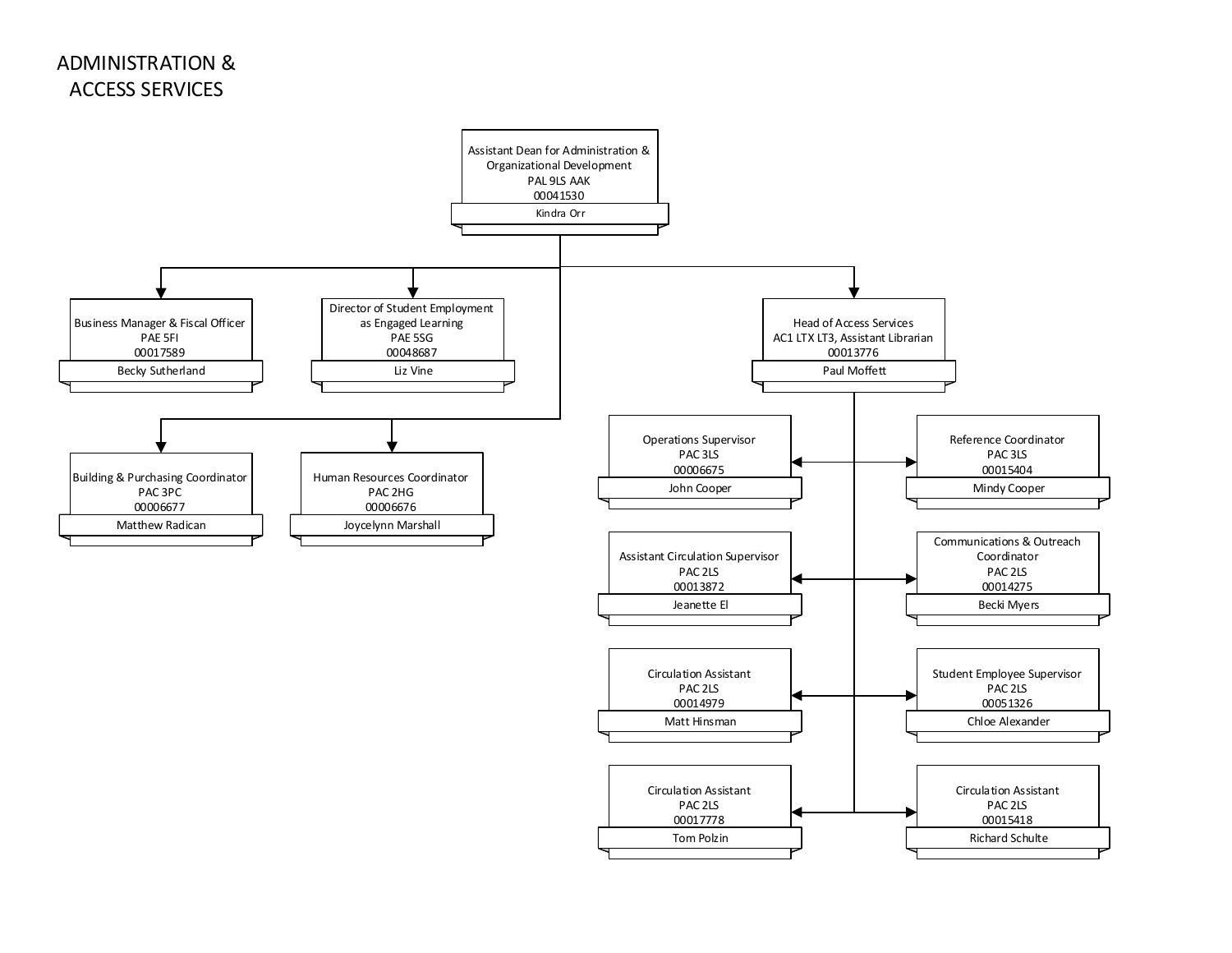# ADMINISTRATION & ACCESS SERVICES

Assistant Dean for Administration & Organizational Development
PAL 9LS AAK
00041530
Kindra Orr

Business Manager & Fiscal Officer
PAE 5FI
00017589
Becky Sutherland

Director of Student Employment as Engaged Learning
PAE 5SG
00048687
Liz Vine

Head of Access Services
AC1 LTX LT3, Assistant Librarian
00013776
Paul Moffett

Building & Purchasing Coordinator
PAC 3PC
00006677
Matthew Radican

Human Resources Coordinator
PAC 2HG
00006676
Joycelynn Marshall

Operations Supervisor
PAC 3LS
00006675
John Cooper

Reference Coordinator
PAC 3LS
00015404
Mindy Cooper

Assistant Circulation Supervisor
PAC 2LS
00013872
Jeanette El

Communications & Outreach Coordinator
PAC 2LS
00014275
Becki Myers

Circulation Assistant
PAC 2LS
00014979
Matt Hinsman

Student Employee Supervisor
PAC 2LS
00051326
Chloe Alexander

Circulation Assistant
PAC 2LS
00017778
Tom Polzin

Circulation Assistant
PAC 2LS
00015418
Richard Schulte